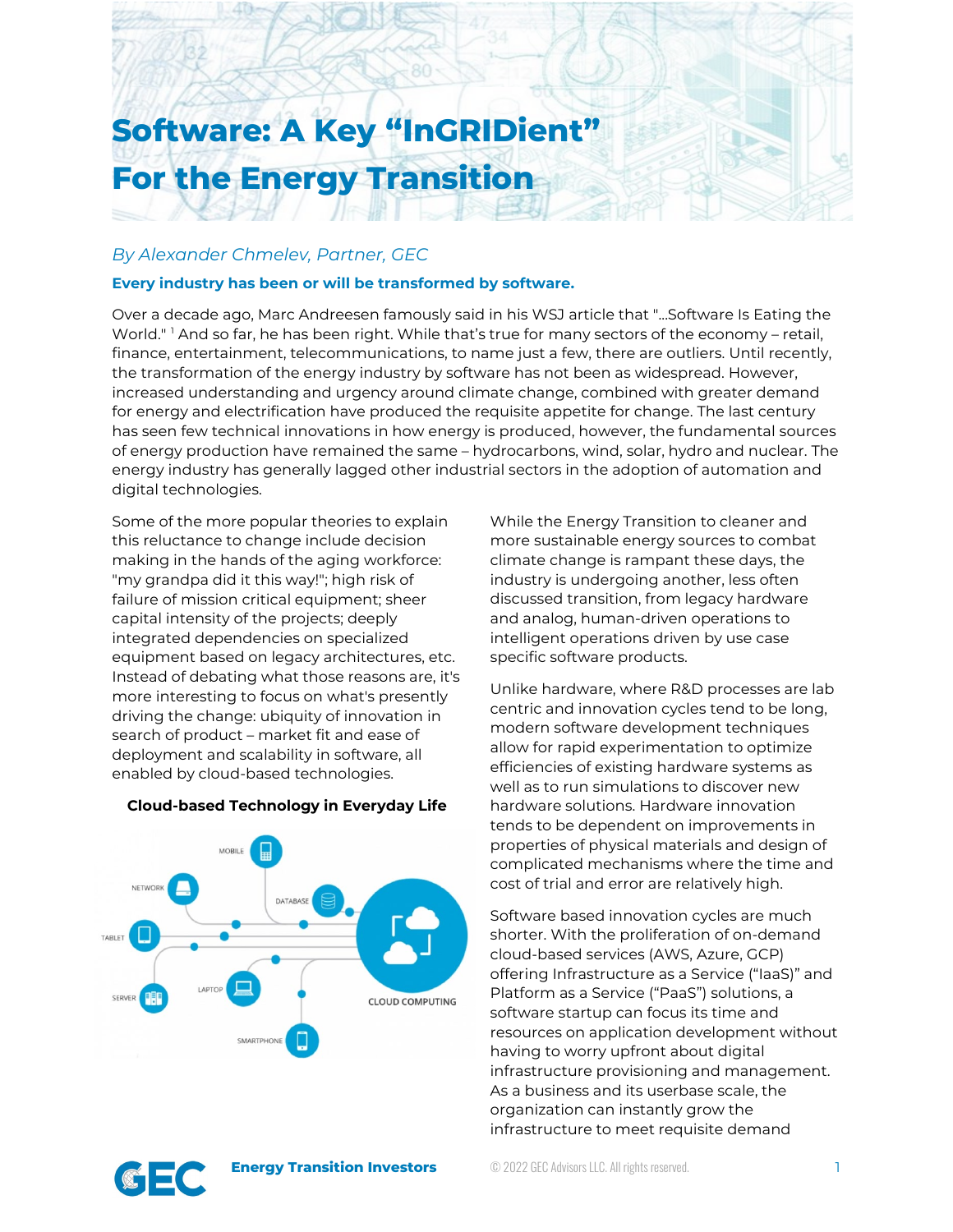# Software: A Key "InGRIDient" For the Energy Transition

*By Alexander Chmelev, Partner, GEC*

**Every industry has been or will be transformed by software.**

Over a decade ago, Marc Andreesen famously said in his WSJ article that "...Software Is Eating the World." [1] And so far, he has been right. While that's true for many sectors of the economy – retail, finance, entertainment, telecommunications, to name just a few, there are outliers. Until recently, the transformation of the energy industry by software has not been as widespread. However, increased understanding and urgency around climate change, combined with greater demand for energy and electrification have produced the requisite appetite for change. The last century has seen few technical innovations in how energy is produced, however, the fundamental sources of energy production have remained the same – hydrocarbons, wind, solar, hydro and nuclear. The energy industry has generally lagged other industrial sectors in the adoption of automation and digital technologies.

Some of the more popular theories to explain this reluctance to change include decision making in the hands of the aging workforce: "my grandpa did it this way!"; high risk of failure of mission critical equipment; sheer capital intensity of the projects; deeply integrated dependencies on specialized equipment based on legacy architectures, etc. Instead of debating what those reasons are, it's more interesting to focus on what's presently driving the change: ubiquity of innovation in search of product – market fit and ease of deployment and scalability in software, all enabled by cloud-based technologies.

**Cloud-based Technology in Everyday Life**

While the Energy Transition to cleaner and more sustainable energy sources to combat climate change is rampant these days, the industry is undergoing another, less often discussed transition, from legacy hardware and analog, human-driven operations to intelligent operations driven by use case specific software products.

Unlike hardware, where R&D processes are lab centric and innovation cycles tend to be long, modern software development techniques allow for rapid experimentation to optimize efficiencies of existing hardware systems as well as to run simulations to discover new hardware solutions. Hardware innovation tends to be dependent on improvements in properties of physical materials and design of complicated mechanisms where the time and cost of trial and error are relatively high.

Software based innovation cycles are much shorter. With the proliferation of on-demand cloud-based services (AWS, Azure, GCP) offering Infrastructure as a Service ("IaaS")" and Platform as a Service ("PaaS") solutions, a software startup can focus its time and resources on application development without having to worry upfront about digital infrastructure provisioning and management. As a business and its userbase scale, the organization can instantly grow the infrastructure to meet requisite demand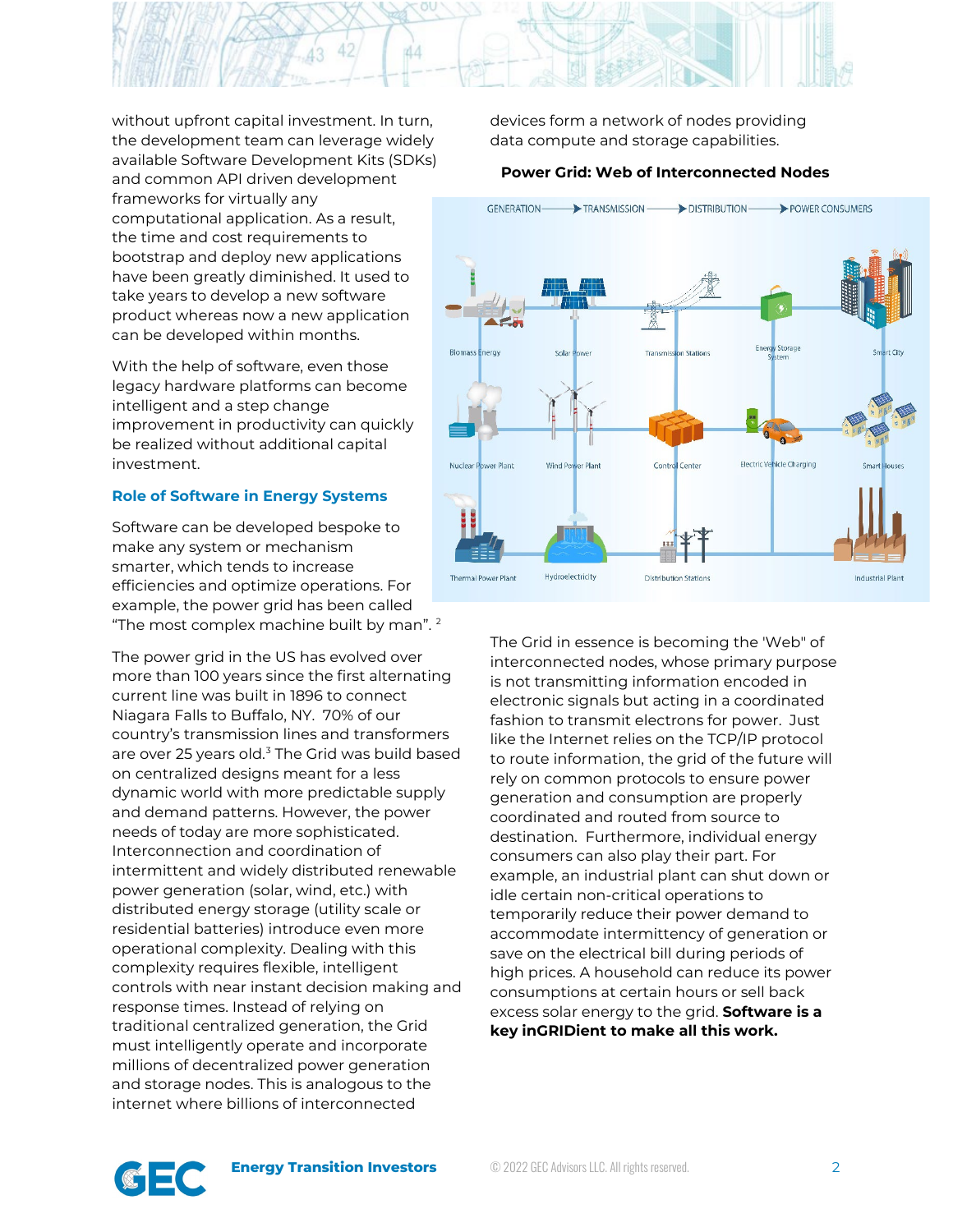without upfront capital investment. In turn, the development team can leverage widely available Software Development Kits (SDKs) and common API driven development frameworks for virtually any computational application. As a result, the time and cost requirements to bootstrap and deploy new applications have been greatly diminished. It used to take years to develop a new software product whereas now a new application can be developed within months.

With the help of software, even those legacy hardware platforms can become intelligent and a step change improvement in productivity can quickly be realized without additional capital investment.

### Role of Software in Energy Systems

Software can be developed bespoke to make any system or mechanism smarter, which tends to increase efficiencies and optimize operations. For example, the power grid has been called "The most complex machine built by man".[2]

The power grid in the US has evolved over more than 100 years since the first alternating current line was built in 1896 to connect Niagara Falls to Buffalo, NY. 70% of our country's transmission lines and transformers are over 25 years old.[3] The Grid was build based on centralized designs meant for a less dynamic world with more predictable supply and demand patterns. However, the power needs of today are more sophisticated. Interconnection and coordination of intermittent and widely distributed renewable power generation (solar, wind, etc.) with distributed energy storage (utility scale or residential batteries) introduce even more operational complexity. Dealing with this complexity requires flexible, intelligent controls with near instant decision making and response times. Instead of relying on traditional centralized generation, the Grid must intelligently operate and incorporate millions of decentralized power generation and storage nodes. This is analogous to the internet where billions of interconnected devices form a network of nodes providing data compute and storage capabilities.

**Power Grid: Web of Interconnected Nodes**

The Grid in essence is becoming the 'Web" of interconnected nodes, whose primary purpose is not transmitting information encoded in electronic signals but acting in a coordinated fashion to transmit electrons for power. Just like the Internet relies on the TCP/IP protocol to route information, the grid of the future will rely on common protocols to ensure power generation and consumption are properly coordinated and routed from source to destination. Furthermore, individual energy consumers can also play their part. For example, an industrial plant can shut down or idle certain non-critical operations to temporarily reduce their power demand to accommodate intermittency of generation or save on the electrical bill during periods of high prices. A household can reduce its power consumptions at certain hours or sell back excess solar energy to the grid. **Software is a key inGRIDient to make all this work.**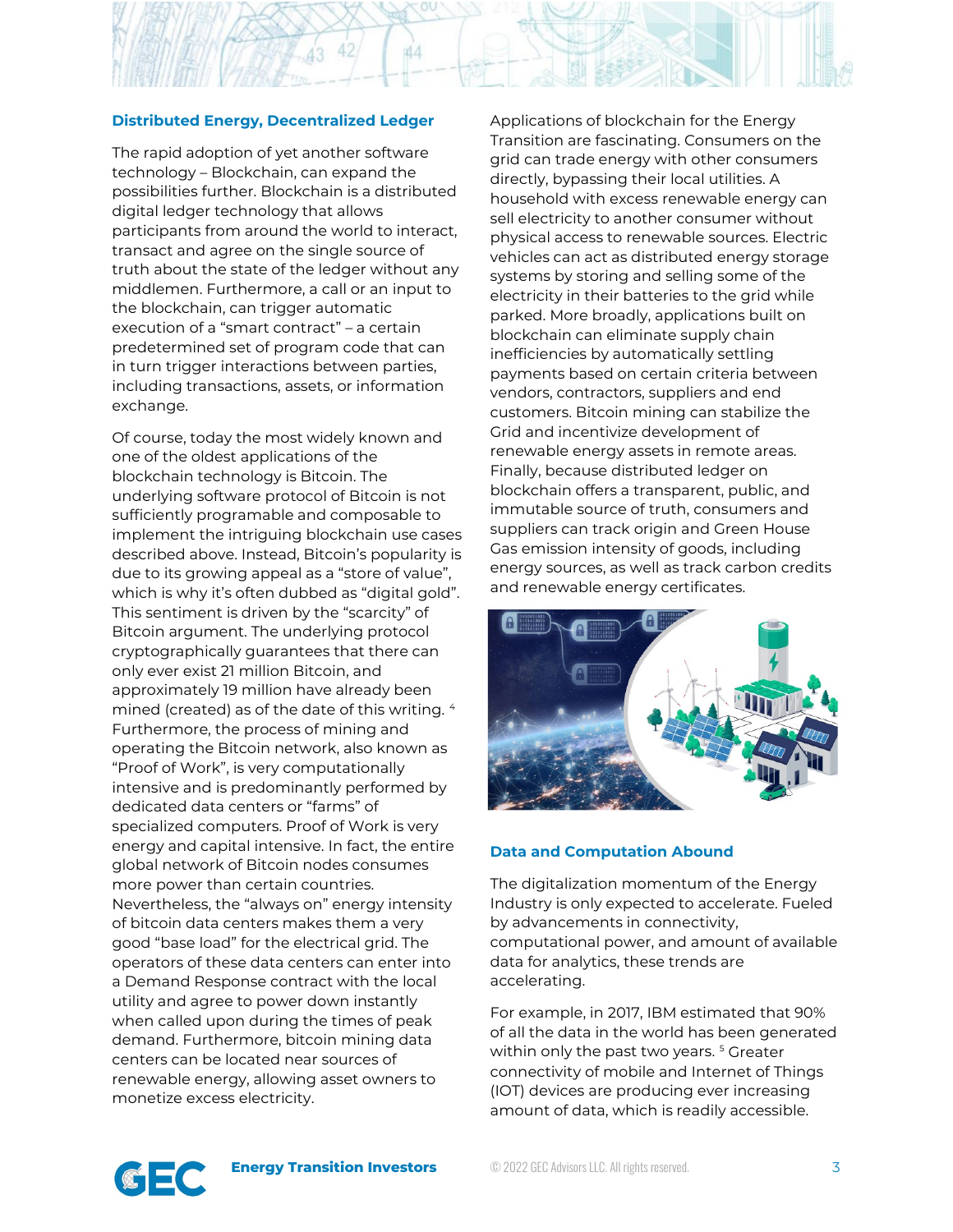### Distributed Energy, Decentralized Ledger

The rapid adoption of yet another software technology – Blockchain, can expand the possibilities further. Blockchain is a distributed digital ledger technology that allows participants from around the world to interact, transact and agree on the single source of truth about the state of the ledger without any middlemen. Furthermore, a call or an input to the blockchain, can trigger automatic execution of a "smart contract" – a certain predetermined set of program code that can in turn trigger interactions between parties, including transactions, assets, or information exchange.

Of course, today the most widely known and one of the oldest applications of the blockchain technology is Bitcoin. The underlying software protocol of Bitcoin is not sufficiently programable and composable to implement the intriguing blockchain use cases described above. Instead, Bitcoin's popularity is due to its growing appeal as a "store of value", which is why it's often dubbed as "digital gold". This sentiment is driven by the "scarcity" of Bitcoin argument. The underlying protocol cryptographically guarantees that there can only ever exist 21 million Bitcoin, and approximately 19 million have already been mined (created) as of the date of this writing. [4] Furthermore, the process of mining and operating the Bitcoin network, also known as "Proof of Work", is very computationally intensive and is predominantly performed by dedicated data centers or "farms" of specialized computers. Proof of Work is very energy and capital intensive. In fact, the entire global network of Bitcoin nodes consumes more power than certain countries. Nevertheless, the "always on" energy intensity of bitcoin data centers makes them a very good "base load" for the electrical grid. The operators of these data centers can enter into a Demand Response contract with the local utility and agree to power down instantly when called upon during the times of peak demand. Furthermore, bitcoin mining data centers can be located near sources of renewable energy, allowing asset owners to monetize excess electricity.

Applications of blockchain for the Energy Transition are fascinating. Consumers on the grid can trade energy with other consumers directly, bypassing their local utilities. A household with excess renewable energy can sell electricity to another consumer without physical access to renewable sources. Electric vehicles can act as distributed energy storage systems by storing and selling some of the electricity in their batteries to the grid while parked. More broadly, applications built on blockchain can eliminate supply chain inefficiencies by automatically settling payments based on certain criteria between vendors, contractors, suppliers and end customers. Bitcoin mining can stabilize the Grid and incentivize development of renewable energy assets in remote areas. Finally, because distributed ledger on blockchain offers a transparent, public, and immutable source of truth, consumers and suppliers can track origin and Green House Gas emission intensity of goods, including energy sources, as well as track carbon credits and renewable energy certificates.

### Data and Computation Abound

The digitalization momentum of the Energy Industry is only expected to accelerate. Fueled by advancements in connectivity, computational power, and amount of available data for analytics, these trends are accelerating.

For example, in 2017, IBM estimated that 90% of all the data in the world has been generated within only the past two years. [5] Greater connectivity of mobile and Internet of Things (IOT) devices are producing ever increasing amount of data, which is readily accessible.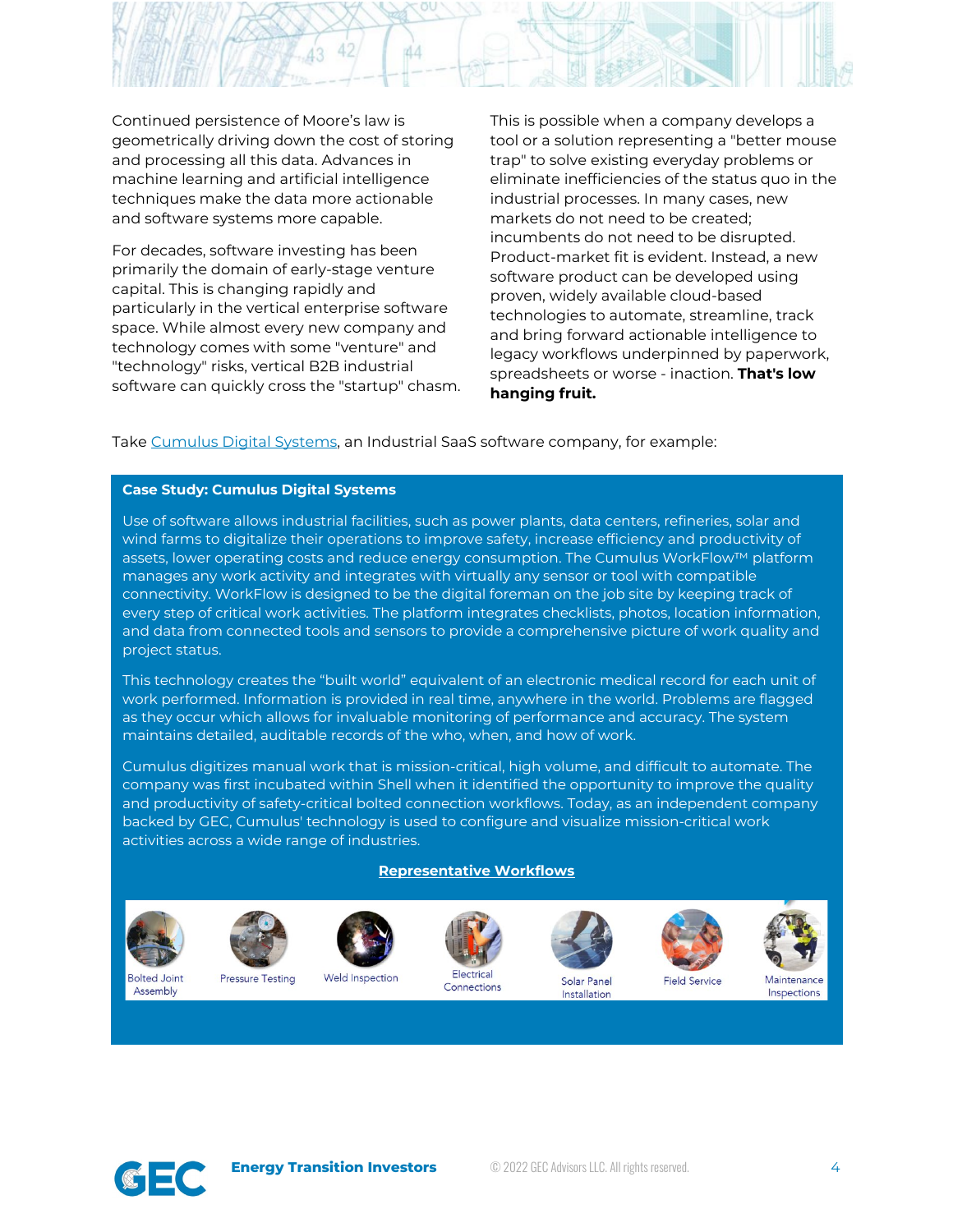Continued persistence of Moore's law is geometrically driving down the cost of storing and processing all this data. Advances in machine learning and artificial intelligence techniques make the data more actionable and software systems more capable.

For decades, software investing has been primarily the domain of early-stage venture capital. This is changing rapidly and particularly in the vertical enterprise software space. While almost every new company and technology comes with some "venture" and "technology" risks, vertical B2B industrial software can quickly cross the "startup" chasm.

This is possible when a company develops a tool or a solution representing a "better mouse trap" to solve existing everyday problems or eliminate inefficiencies of the status quo in the industrial processes. In many cases, new markets do not need to be created; incumbents do not need to be disrupted. Product-market fit is evident. Instead, a new software product can be developed using proven, widely available cloud-based technologies to automate, streamline, track and bring forward actionable intelligence to legacy workflows underpinned by paperwork, spreadsheets or worse - inaction. **That's low hanging fruit.**

Take [Cumulus Digital Systems](), an Industrial SaaS software company, for example:

**Case Study: Cumulus Digital Systems**

Use of software allows industrial facilities, such as power plants, data centers, refineries, solar and wind farms to digitalize their operations to improve safety, increase efficiency and productivity of assets, lower operating costs and reduce energy consumption. The Cumulus WorkFlow™ platform manages any work activity and integrates with virtually any sensor or tool with compatible connectivity. WorkFlow is designed to be the digital foreman on the job site by keeping track of every step of critical work activities. The platform integrates checklists, photos, location information, and data from connected tools and sensors to provide a comprehensive picture of work quality and project status.

This technology creates the "built world" equivalent of an electronic medical record for each unit of work performed. Information is provided in real time, anywhere in the world. Problems are flagged as they occur which allows for invaluable monitoring of performance and accuracy. The system maintains detailed, auditable records of the who, when, and how of work.

Cumulus digitizes manual work that is mission-critical, high volume, and difficult to automate. The company was first incubated within Shell when it identified the opportunity to improve the quality and productivity of safety-critical bolted connection workflows. Today, as an independent company backed by GEC, Cumulus' technology is used to configure and visualize mission-critical work activities across a wide range of industries.

**Representative Workflows**

Bolted Joint Assembly | Pressure Testing | Weld Inspection | Electrical Connections | Solar Panel Installation | Field Service | Maintenance Inspections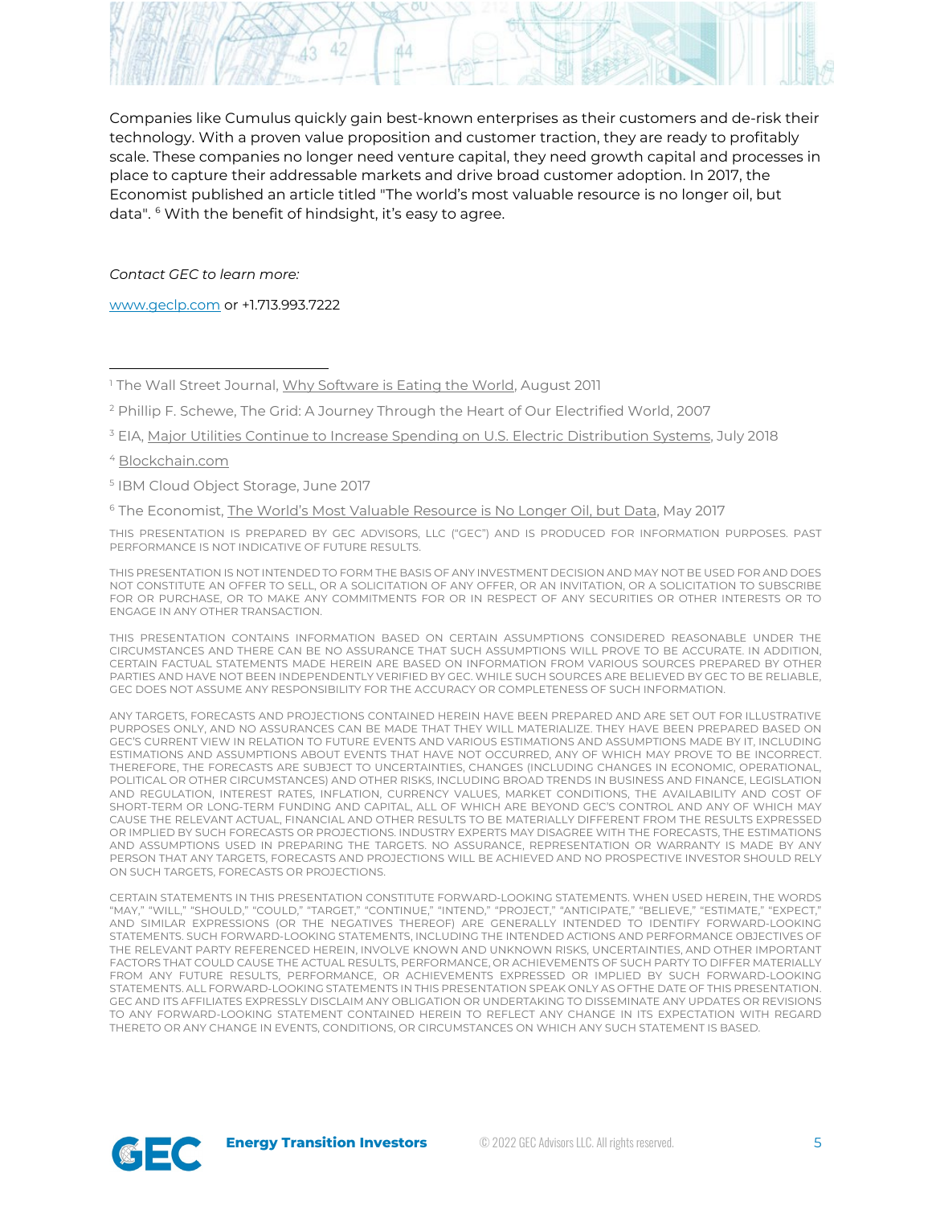Companies like Cumulus quickly gain best-known enterprises as their customers and de-risk their technology. With a proven value proposition and customer traction, they are ready to profitably scale. These companies no longer need venture capital, they need growth capital and processes in place to capture their addressable markets and drive broad customer adoption. In 2017, the Economist published an article titled "The world's most valuable resource is no longer oil, but data". [6] With the benefit of hindsight, it's easy to agree.

*Contact GEC to learn more:*

www.geclp.com or +1.713.993.7222

---

[1] The Wall Street Journal, Why Software is Eating the World, August 2011

[2] Phillip F. Schewe, The Grid: A Journey Through the Heart of Our Electrified World, 2007

[3] EIA, Major Utilities Continue to Increase Spending on U.S. Electric Distribution Systems, July 2018

[4] Blockchain.com

[5] IBM Cloud Object Storage, June 2017

[6] The Economist, The World's Most Valuable Resource is No Longer Oil, but Data, May 2017

THIS PRESENTATION IS PREPARED BY GEC ADVISORS, LLC ("GEC") AND IS PRODUCED FOR INFORMATION PURPOSES. PAST PERFORMANCE IS NOT INDICATIVE OF FUTURE RESULTS.

THIS PRESENTATION IS NOT INTENDED TO FORM THE BASIS OF ANY INVESTMENT DECISION AND MAY NOT BE USED FOR AND DOES NOT CONSTITUTE AN OFFER TO SELL, OR A SOLICITATION OF ANY OFFER, OR AN INVITATION, OR A SOLICITATION TO SUBSCRIBE FOR OR PURCHASE, OR TO MAKE ANY COMMITMENTS FOR OR IN RESPECT OF ANY SECURITIES OR OTHER INTERESTS OR TO ENGAGE IN ANY OTHER TRANSACTION.

THIS PRESENTATION CONTAINS INFORMATION BASED ON CERTAIN ASSUMPTIONS CONSIDERED REASONABLE UNDER THE CIRCUMSTANCES AND THERE CAN BE NO ASSURANCE THAT SUCH ASSUMPTIONS WILL PROVE TO BE ACCURATE. IN ADDITION, CERTAIN FACTUAL STATEMENTS MADE HEREIN ARE BASED ON INFORMATION FROM VARIOUS SOURCES PREPARED BY OTHER PARTIES AND HAVE NOT BEEN INDEPENDENTLY VERIFIED BY GEC. WHILE SUCH SOURCES ARE BELIEVED BY GEC TO BE RELIABLE, GEC DOES NOT ASSUME ANY RESPONSIBILITY FOR THE ACCURACY OR COMPLETENESS OF SUCH INFORMATION.

ANY TARGETS, FORECASTS AND PROJECTIONS CONTAINED HEREIN HAVE BEEN PREPARED AND ARE SET OUT FOR ILLUSTRATIVE PURPOSES ONLY, AND NO ASSURANCES CAN BE MADE THAT THEY WILL MATERIALIZE. THEY HAVE BEEN PREPARED BASED ON GEC'S CURRENT VIEW IN RELATION TO FUTURE EVENTS AND VARIOUS ESTIMATIONS AND ASSUMPTIONS MADE BY IT, INCLUDING ESTIMATIONS AND ASSUMPTIONS ABOUT EVENTS THAT HAVE NOT OCCURRED, ANY OF WHICH MAY PROVE TO BE INCORRECT. THEREFORE, THE FORECASTS ARE SUBJECT TO UNCERTAINTIES, CHANGES (INCLUDING CHANGES IN ECONOMIC, OPERATIONAL, POLITICAL OR OTHER CIRCUMSTANCES) AND OTHER RISKS, INCLUDING BROAD TRENDS IN BUSINESS AND FINANCE, LEGISLATION AND REGULATION, INTEREST RATES, INFLATION, CURRENCY VALUES, MARKET CONDITIONS, THE AVAILABILITY AND COST OF SHORT-TERM OR LONG-TERM FUNDING AND CAPITAL, ALL OF WHICH ARE BEYOND GEC'S CONTROL AND ANY OF WHICH MAY CAUSE THE RELEVANT ACTUAL, FINANCIAL AND OTHER RESULTS TO BE MATERIALLY DIFFERENT FROM THE RESULTS EXPRESSED OR IMPLIED BY SUCH FORECASTS OR PROJECTIONS. INDUSTRY EXPERTS MAY DISAGREE WITH THE FORECASTS, THE ESTIMATIONS AND ASSUMPTIONS USED IN PREPARING THE TARGETS. NO ASSURANCE, REPRESENTATION OR WARRANTY IS MADE BY ANY PERSON THAT ANY TARGETS, FORECASTS AND PROJECTIONS WILL BE ACHIEVED AND NO PROSPECTIVE INVESTOR SHOULD RELY ON SUCH TARGETS, FORECASTS OR PROJECTIONS.

CERTAIN STATEMENTS IN THIS PRESENTATION CONSTITUTE FORWARD-LOOKING STATEMENTS. WHEN USED HEREIN, THE WORDS "MAY," "WILL," "SHOULD," "COULD," "TARGET," "CONTINUE," "INTEND," "PROJECT," "ANTICIPATE," "BELIEVE," "ESTIMATE," "EXPECT," AND SIMILAR EXPRESSIONS (OR THE NEGATIVES THEREOF) ARE GENERALLY INTENDED TO IDENTIFY FORWARD-LOOKING STATEMENTS. SUCH FORWARD-LOOKING STATEMENTS, INCLUDING THE INTENDED ACTIONS AND PERFORMANCE OBJECTIVES OF THE RELEVANT PARTY REFERENCED HEREIN, INVOLVE KNOWN AND UNKNOWN RISKS, UNCERTAINTIES, AND OTHER IMPORTANT FACTORS THAT COULD CAUSE THE ACTUAL RESULTS, PERFORMANCE, OR ACHIEVEMENTS OF SUCH PARTY TO DIFFER MATERIALLY FROM ANY FUTURE RESULTS, PERFORMANCE, OR ACHIEVEMENTS EXPRESSED OR IMPLIED BY SUCH FORWARD-LOOKING STATEMENTS. ALL FORWARD-LOOKING STATEMENTS IN THIS PRESENTATION SPEAK ONLY AS OFTHE DATE OF THIS PRESENTATION. GEC AND ITS AFFILIATES EXPRESSLY DISCLAIM ANY OBLIGATION OR UNDERTAKING TO DISSEMINATE ANY UPDATES OR REVISIONS TO ANY FORWARD-LOOKING STATEMENT CONTAINED HEREIN TO REFLECT ANY CHANGE IN ITS EXPECTATION WITH REGARD THERETO OR ANY CHANGE IN EVENTS, CONDITIONS, OR CIRCUMSTANCES ON WHICH ANY SUCH STATEMENT IS BASED.